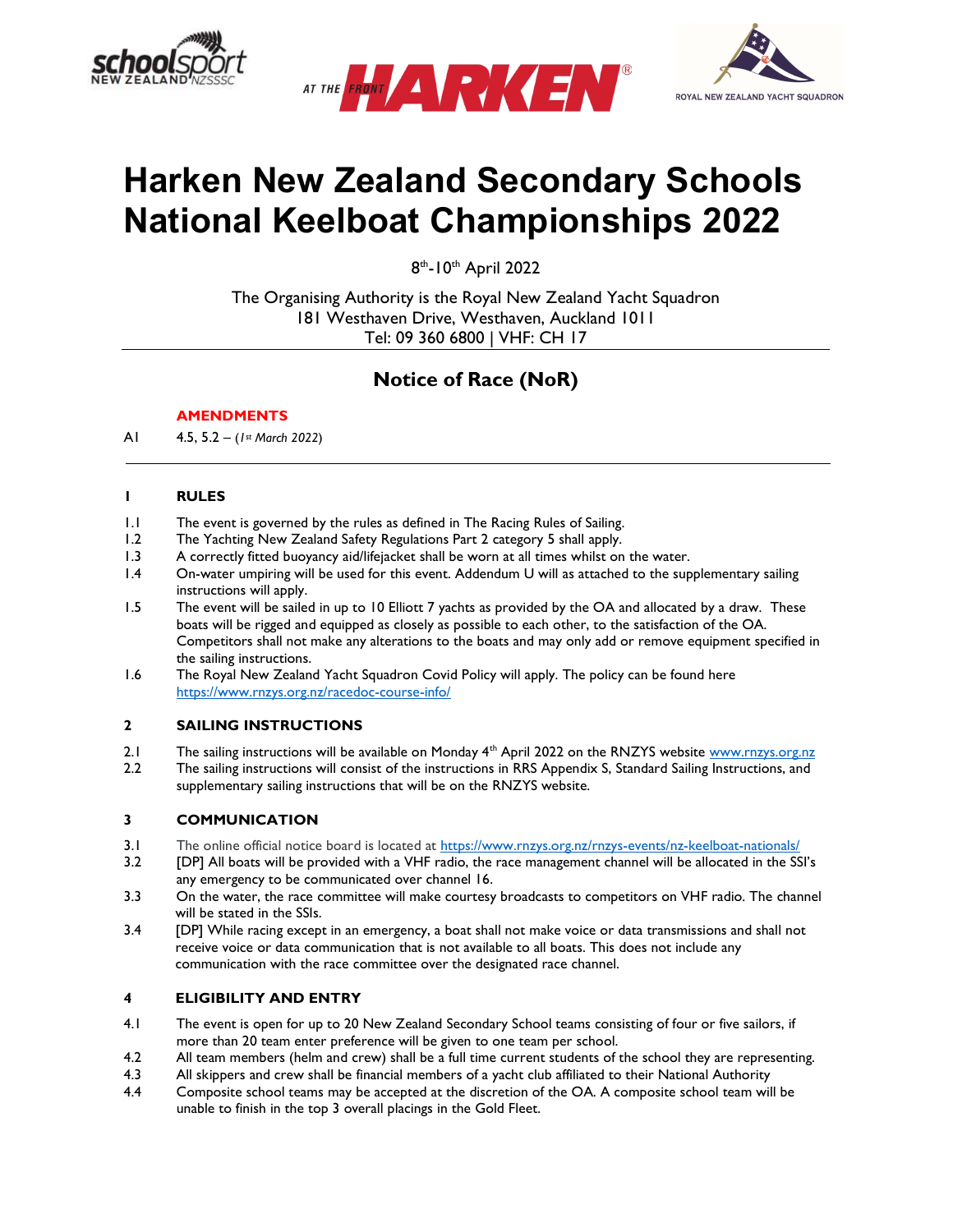# Harken New Zealand Secondary Schools National Keelboat Championships 2022

8th-10th April 2022

The Organising Authority is the Royal New Zealand Yacht Squadron
181 Westhaven Drive, Westhaven, Auckland 1011
Tel: 09 360 6800 | VHF: CH 17

## Notice of Race (NoR)

**AMENDMENTS**

A1 4.5, 5.2 – (*1st March 2022*)

### 1 RULES

1.1 The event is governed by the rules as defined in The Racing Rules of Sailing.

1.2 The Yachting New Zealand Safety Regulations Part 2 category 5 shall apply.

1.3 A correctly fitted buoyancy aid/lifejacket shall be worn at all times whilst on the water.

1.4 On-water umpiring will be used for this event. Addendum U will as attached to the supplementary sailing instructions will apply.

1.5 The event will be sailed in up to 10 Elliott 7 yachts as provided by the OA and allocated by a draw. These boats will be rigged and equipped as closely as possible to each other, to the satisfaction of the OA. Competitors shall not make any alterations to the boats and may only add or remove equipment specified in the sailing instructions.

1.6 The Royal New Zealand Yacht Squadron Covid Policy will apply. The policy can be found here https://www.rnzys.org.nz/racedoc-course-info/

### 2 SAILING INSTRUCTIONS

2.1 The sailing instructions will be available on Monday 4th April 2022 on the RNZYS website www.rnzys.org.nz

2.2 The sailing instructions will consist of the instructions in RRS Appendix S, Standard Sailing Instructions, and supplementary sailing instructions that will be on the RNZYS website.

### 3 COMMUNICATION

3.1 The online official notice board is located at https://www.rnzys.org.nz/rnzys-events/nz-keelboat-nationals/

3.2 [DP] All boats will be provided with a VHF radio, the race management channel will be allocated in the SSI's any emergency to be communicated over channel 16.

3.3 On the water, the race committee will make courtesy broadcasts to competitors on VHF radio. The channel will be stated in the SSIs.

3.4 [DP] While racing except in an emergency, a boat shall not make voice or data transmissions and shall not receive voice or data communication that is not available to all boats. This does not include any communication with the race committee over the designated race channel.

### 4 ELIGIBILITY AND ENTRY

4.1 The event is open for up to 20 New Zealand Secondary School teams consisting of four or five sailors, if more than 20 team enter preference will be given to one team per school.

4.2 All team members (helm and crew) shall be a full time current students of the school they are representing.

4.3 All skippers and crew shall be financial members of a yacht club affiliated to their National Authority

4.4 Composite school teams may be accepted at the discretion of the OA. A composite school team will be unable to finish in the top 3 overall placings in the Gold Fleet.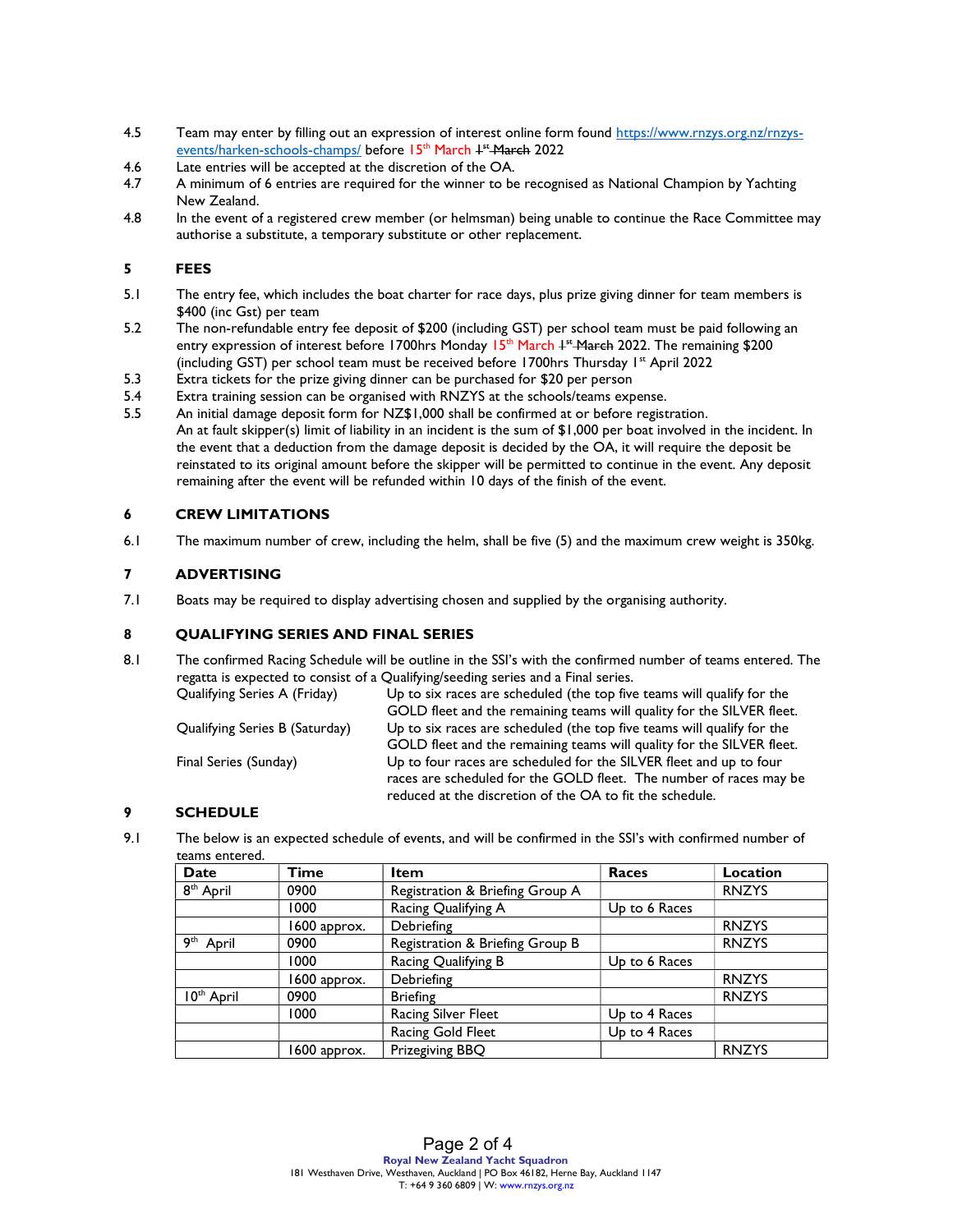4.5 Team may enter by filling out an expression of interest online form found [https://www.rnzys.org.nz/rnzys-events/harken-schools-champs/](https://www.rnzys.org.nz/rnzys-events/harken-schools-champs/) before 15th March ~~1st March~~ 2022

4.6 Late entries will be accepted at the discretion of the OA.

4.7 A minimum of 6 entries are required for the winner to be recognised as National Champion by Yachting New Zealand.

4.8 In the event of a registered crew member (or helmsman) being unable to continue the Race Committee may authorise a substitute, a temporary substitute or other replacement.

## 5 FEES

5.1 The entry fee, which includes the boat charter for race days, plus prize giving dinner for team members is $400 (inc Gst) per team

5.2 The non-refundable entry fee deposit of $200 (including GST) per school team must be paid following an entry expression of interest before 1700hrs Monday 15th March ~~1st March~~ 2022. The remaining $200 (including GST) per school team must be received before 1700hrs Thursday 1st April 2022

5.3 Extra tickets for the prize giving dinner can be purchased for $20 per person

5.4 Extra training session can be organised with RNZYS at the schools/teams expense.

5.5 An initial damage deposit form for NZ$1,000 shall be confirmed at or before registration.
An at fault skipper(s) limit of liability in an incident is the sum of $1,000 per boat involved in the incident. In the event that a deduction from the damage deposit is decided by the OA, it will require the deposit be reinstated to its original amount before the skipper will be permitted to continue in the event. Any deposit remaining after the event will be refunded within 10 days of the finish of the event.

## 6 CREW LIMITATIONS

6.1 The maximum number of crew, including the helm, shall be five (5) and the maximum crew weight is 350kg.

## 7 ADVERTISING

7.1 Boats may be required to display advertising chosen and supplied by the organising authority.

## 8 QUALIFYING SERIES AND FINAL SERIES

8.1 The confirmed Racing Schedule will be outline in the SSI's with the confirmed number of teams entered. The regatta is expected to consist of a Qualifying/seeding series and a Final series.

| | |
|---|---|
| Qualifying Series A (Friday) | Up to six races are scheduled (the top five teams will qualify for the GOLD fleet and the remaining teams will quality for the SILVER fleet. |
| Qualifying Series B (Saturday) | Up to six races are scheduled (the top five teams will qualify for the GOLD fleet and the remaining teams will quality for the SILVER fleet. |
| Final Series (Sunday) | Up to four races are scheduled for the SILVER fleet and up to four races are scheduled for the GOLD fleet. The number of races may be reduced at the discretion of the OA to fit the schedule. |

## 9 SCHEDULE

9.1 The below is an expected schedule of events, and will be confirmed in the SSI's with confirmed number of teams entered.

| Date | Time | Item | Races | Location |
|---|---|---|---|---|
| 8th April | 0900 | Registration & Briefing Group A | | RNZYS |
| | 1000 | Racing Qualifying A | Up to 6 Races | |
| | 1600 approx. | Debriefing | | RNZYS |
| 9th April | 0900 | Registration & Briefing Group B | | RNZYS |
| | 1000 | Racing Qualifying B | Up to 6 Races | |
| | 1600 approx. | Debriefing | | RNZYS |
| 10th April | 0900 | Briefing | | RNZYS |
| | 1000 | Racing Silver Fleet | Up to 4 Races | |
| | | Racing Gold Fleet | Up to 4 Races | |
| | 1600 approx. | Prizegiving BBQ | | RNZYS |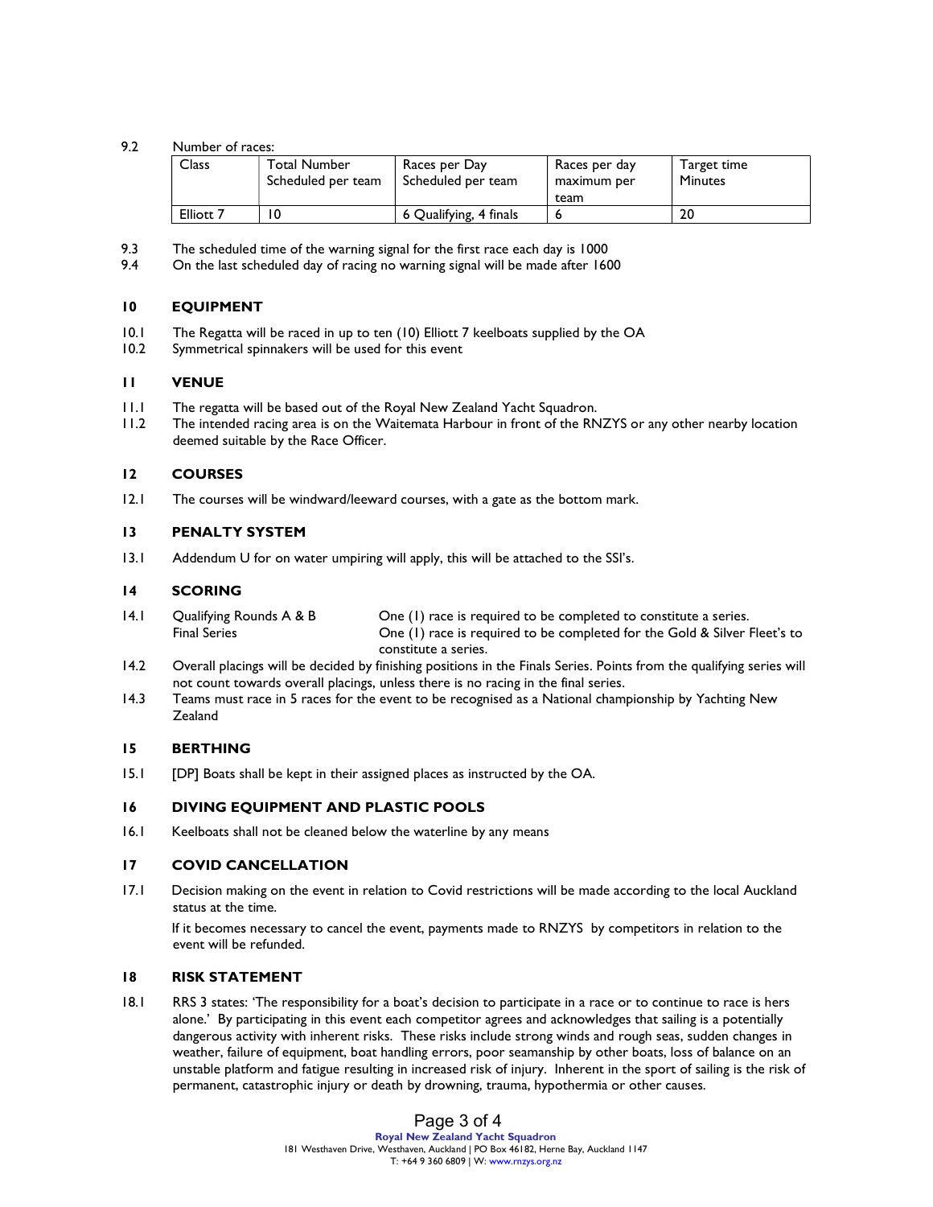9.2 Number of races:

| Class | Total Number Scheduled per team | Races per Day Scheduled per team | Races per day maximum per team | Target time Minutes |
|---|---|---|---|---|
| Elliott 7 | 10 | 6 Qualifying, 4 finals | 6 | 20 |

9.3 The scheduled time of the warning signal for the first race each day is 1000

9.4 On the last scheduled day of racing no warning signal will be made after 1600

## 10 EQUIPMENT

10.1 The Regatta will be raced in up to ten (10) Elliott 7 keelboats supplied by the OA

10.2 Symmetrical spinnakers will be used for this event

## 11 VENUE

11.1 The regatta will be based out of the Royal New Zealand Yacht Squadron.

11.2 The intended racing area is on the Waitemata Harbour in front of the RNZYS or any other nearby location deemed suitable by the Race Officer.

## 12 COURSES

12.1 The courses will be windward/leeward courses, with a gate as the bottom mark.

## 13 PENALTY SYSTEM

13.1 Addendum U for on water umpiring will apply, this will be attached to the SSI's.

## 14 SCORING

14.1 Qualifying Rounds A & B — One (1) race is required to be completed to constitute a series.
Final Series — One (1) race is required to be completed for the Gold & Silver Fleet's to constitute a series.

14.2 Overall placings will be decided by finishing positions in the Finals Series. Points from the qualifying series will not count towards overall placings, unless there is no racing in the final series.

14.3 Teams must race in 5 races for the event to be recognised as a National championship by Yachting New Zealand

## 15 BERTHING

15.1 [DP] Boats shall be kept in their assigned places as instructed by the OA.

## 16 DIVING EQUIPMENT AND PLASTIC POOLS

16.1 Keelboats shall not be cleaned below the waterline by any means

## 17 COVID CANCELLATION

17.1 Decision making on the event in relation to Covid restrictions will be made according to the local Auckland status at the time.

If it becomes necessary to cancel the event, payments made to RNZYS by competitors in relation to the event will be refunded.

## 18 RISK STATEMENT

18.1 RRS 3 states: 'The responsibility for a boat's decision to participate in a race or to continue to race is hers alone.' By participating in this event each competitor agrees and acknowledges that sailing is a potentially dangerous activity with inherent risks. These risks include strong winds and rough seas, sudden changes in weather, failure of equipment, boat handling errors, poor seamanship by other boats, loss of balance on an unstable platform and fatigue resulting in increased risk of injury. Inherent in the sport of sailing is the risk of permanent, catastrophic injury or death by drowning, trauma, hypothermia or other causes.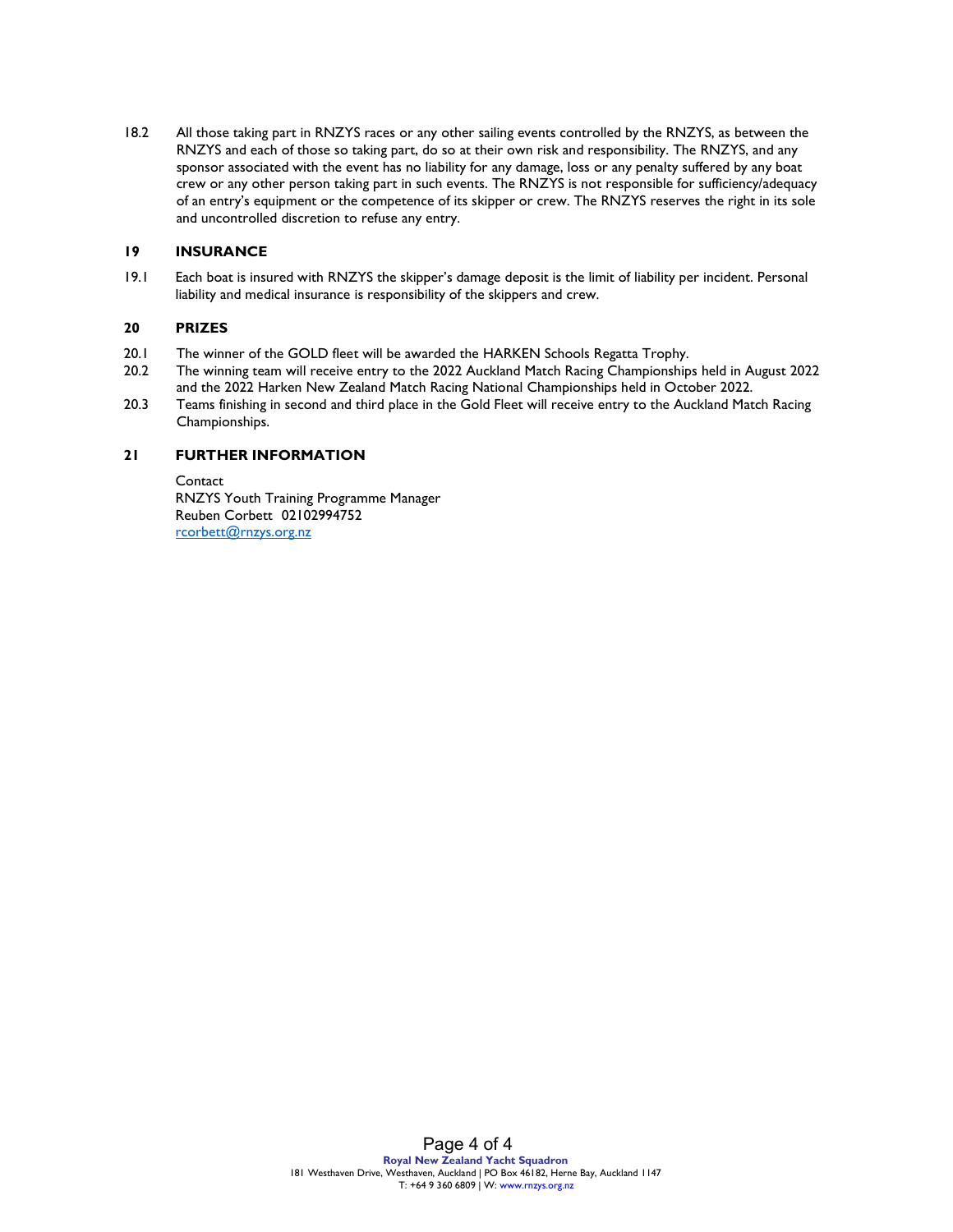18.2 All those taking part in RNZYS races or any other sailing events controlled by the RNZYS, as between the RNZYS and each of those so taking part, do so at their own risk and responsibility. The RNZYS, and any sponsor associated with the event has no liability for any damage, loss or any penalty suffered by any boat crew or any other person taking part in such events. The RNZYS is not responsible for sufficiency/adequacy of an entry's equipment or the competence of its skipper or crew. The RNZYS reserves the right in its sole and uncontrolled discretion to refuse any entry.

## 19 INSURANCE

19.1 Each boat is insured with RNZYS the skipper's damage deposit is the limit of liability per incident. Personal liability and medical insurance is responsibility of the skippers and crew.

## 20 PRIZES

20.1 The winner of the GOLD fleet will be awarded the HARKEN Schools Regatta Trophy.

20.2 The winning team will receive entry to the 2022 Auckland Match Racing Championships held in August 2022 and the 2022 Harken New Zealand Match Racing National Championships held in October 2022.

20.3 Teams finishing in second and third place in the Gold Fleet will receive entry to the Auckland Match Racing Championships.

## 21 FURTHER INFORMATION

Contact
RNZYS Youth Training Programme Manager
Reuben Corbett 02102994752
rcorbett@rnzys.org.nz